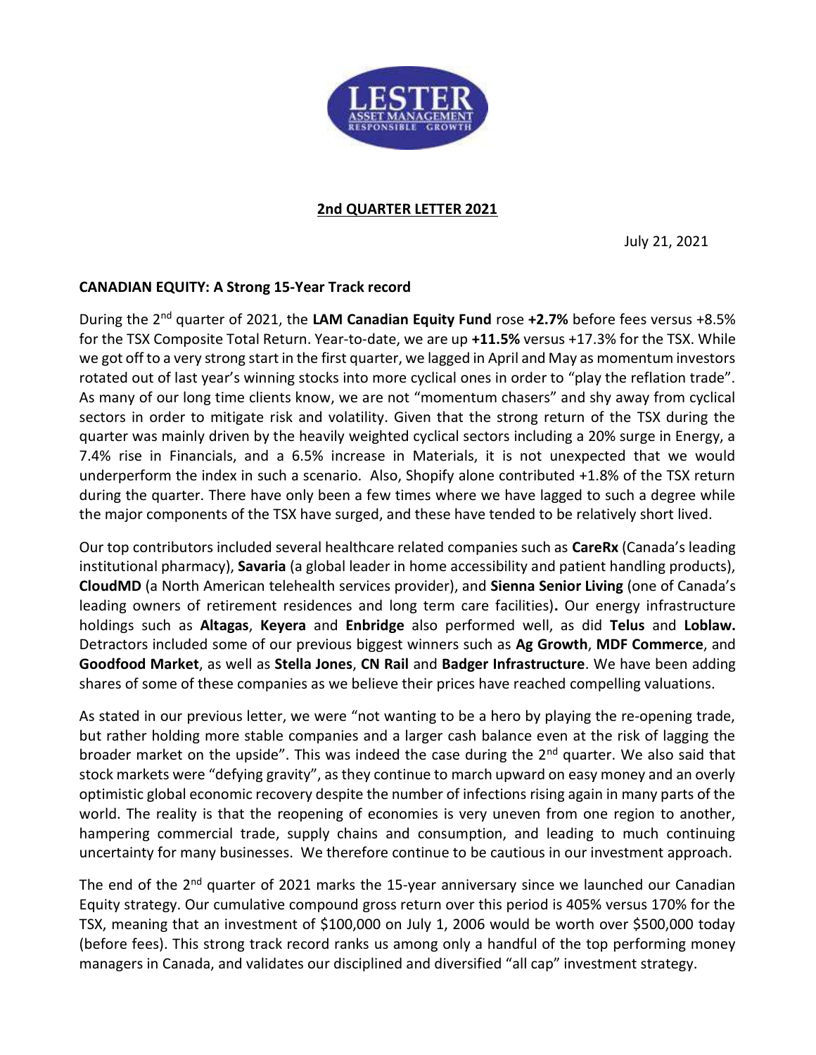## 2nd QUARTER LETTER 2021

July 21, 2021

### CANADIAN EQUITY: A Strong 15-Year Track record

During the 2nd quarter of 2021, the **LAM Canadian Equity Fund** rose **+2.7%** before fees versus +8.5% for the TSX Composite Total Return. Year-to-date, we are up **+11.5%** versus +17.3% for the TSX. While we got off to a very strong start in the first quarter, we lagged in April and May as momentum investors rotated out of last year's winning stocks into more cyclical ones in order to "play the reflation trade". As many of our long time clients know, we are not "momentum chasers" and shy away from cyclical sectors in order to mitigate risk and volatility. Given that the strong return of the TSX during the quarter was mainly driven by the heavily weighted cyclical sectors including a 20% surge in Energy, a 7.4% rise in Financials, and a 6.5% increase in Materials, it is not unexpected that we would underperform the index in such a scenario. Also, Shopify alone contributed +1.8% of the TSX return during the quarter. There have only been a few times where we have lagged to such a degree while the major components of the TSX have surged, and these have tended to be relatively short lived.

Our top contributors included several healthcare related companies such as **CareRx** (Canada's leading institutional pharmacy), **Savaria** (a global leader in home accessibility and patient handling products), **CloudMD** (a North American telehealth services provider), and **Sienna Senior Living** (one of Canada's leading owners of retirement residences and long term care facilities)**.** Our energy infrastructure holdings such as **Altagas**, **Keyera** and **Enbridge** also performed well, as did **Telus** and **Loblaw.** Detractors included some of our previous biggest winners such as **Ag Growth**, **MDF Commerce**, and **Goodfood Market**, as well as **Stella Jones**, **CN Rail** and **Badger Infrastructure**. We have been adding shares of some of these companies as we believe their prices have reached compelling valuations.

As stated in our previous letter, we were "not wanting to be a hero by playing the re-opening trade, but rather holding more stable companies and a larger cash balance even at the risk of lagging the broader market on the upside". This was indeed the case during the 2nd quarter. We also said that stock markets were "defying gravity", as they continue to march upward on easy money and an overly optimistic global economic recovery despite the number of infections rising again in many parts of the world. The reality is that the reopening of economies is very uneven from one region to another, hampering commercial trade, supply chains and consumption, and leading to much continuing uncertainty for many businesses. We therefore continue to be cautious in our investment approach.

The end of the 2nd quarter of 2021 marks the 15-year anniversary since we launched our Canadian Equity strategy. Our cumulative compound gross return over this period is 405% versus 170% for the TSX, meaning that an investment of $100,000 on July 1, 2006 would be worth over $500,000 today (before fees). This strong track record ranks us among only a handful of the top performing money managers in Canada, and validates our disciplined and diversified "all cap" investment strategy.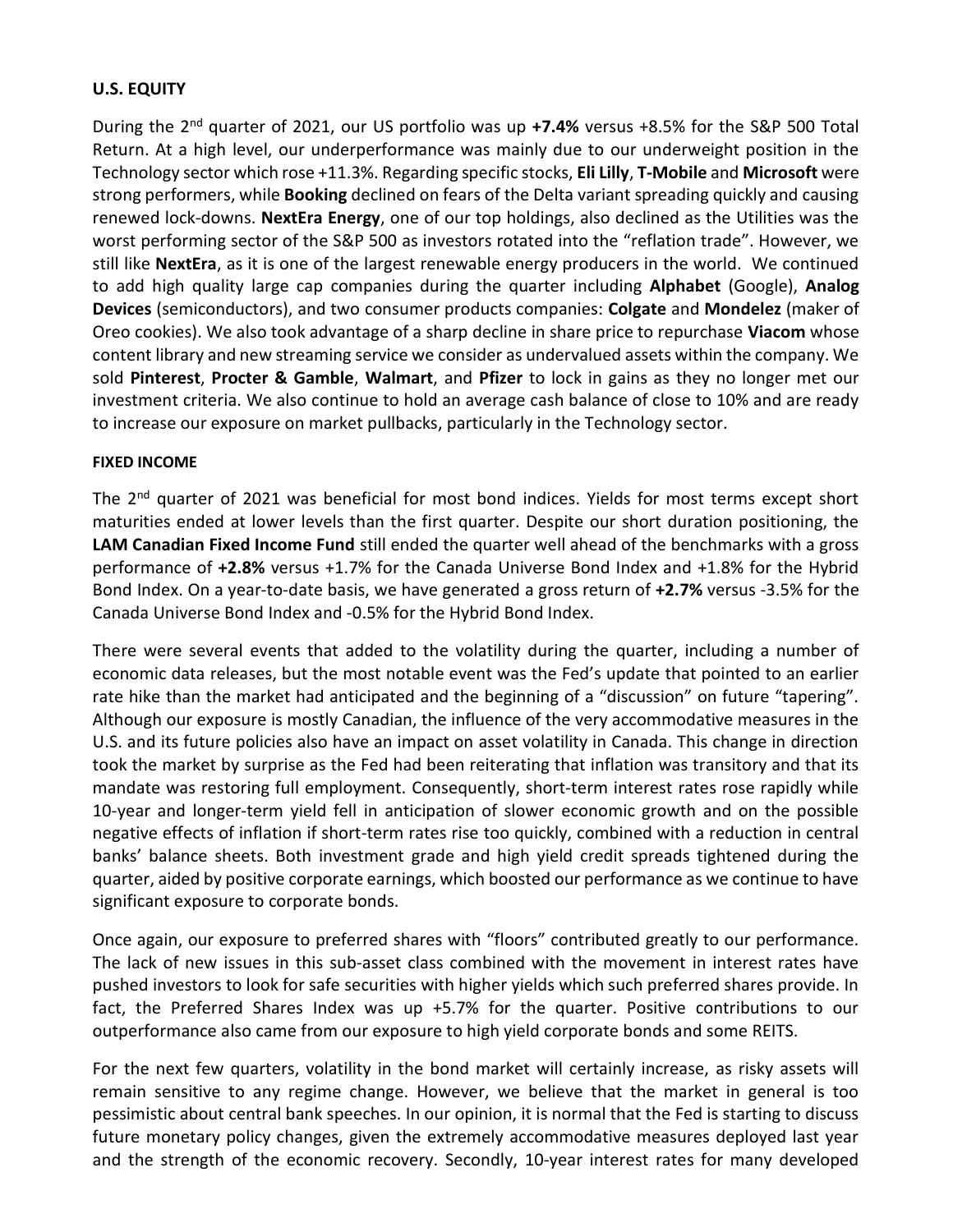## U.S. EQUITY

During the 2nd quarter of 2021, our US portfolio was up **+7.4%** versus +8.5% for the S&P 500 Total Return. At a high level, our underperformance was mainly due to our underweight position in the Technology sector which rose +11.3%. Regarding specific stocks, **Eli Lilly**, **T-Mobile** and **Microsoft** were strong performers, while **Booking** declined on fears of the Delta variant spreading quickly and causing renewed lock-downs. **NextEra Energy**, one of our top holdings, also declined as the Utilities was the worst performing sector of the S&P 500 as investors rotated into the "reflation trade". However, we still like **NextEra**, as it is one of the largest renewable energy producers in the world. We continued to add high quality large cap companies during the quarter including **Alphabet** (Google), **Analog Devices** (semiconductors), and two consumer products companies: **Colgate** and **Mondelez** (maker of Oreo cookies). We also took advantage of a sharp decline in share price to repurchase **Viacom** whose content library and new streaming service we consider as undervalued assets within the company. We sold **Pinterest**, **Procter & Gamble**, **Walmart**, and **Pfizer** to lock in gains as they no longer met our investment criteria. We also continue to hold an average cash balance of close to 10% and are ready to increase our exposure on market pullbacks, particularly in the Technology sector.

## FIXED INCOME

The 2nd quarter of 2021 was beneficial for most bond indices. Yields for most terms except short maturities ended at lower levels than the first quarter. Despite our short duration positioning, the **LAM Canadian Fixed Income Fund** still ended the quarter well ahead of the benchmarks with a gross performance of **+2.8%** versus +1.7% for the Canada Universe Bond Index and +1.8% for the Hybrid Bond Index. On a year-to-date basis, we have generated a gross return of **+2.7%** versus -3.5% for the Canada Universe Bond Index and -0.5% for the Hybrid Bond Index.

There were several events that added to the volatility during the quarter, including a number of economic data releases, but the most notable event was the Fed's update that pointed to an earlier rate hike than the market had anticipated and the beginning of a "discussion" on future "tapering". Although our exposure is mostly Canadian, the influence of the very accommodative measures in the U.S. and its future policies also have an impact on asset volatility in Canada. This change in direction took the market by surprise as the Fed had been reiterating that inflation was transitory and that its mandate was restoring full employment. Consequently, short-term interest rates rose rapidly while 10-year and longer-term yield fell in anticipation of slower economic growth and on the possible negative effects of inflation if short-term rates rise too quickly, combined with a reduction in central banks' balance sheets. Both investment grade and high yield credit spreads tightened during the quarter, aided by positive corporate earnings, which boosted our performance as we continue to have significant exposure to corporate bonds.

Once again, our exposure to preferred shares with "floors" contributed greatly to our performance. The lack of new issues in this sub-asset class combined with the movement in interest rates have pushed investors to look for safe securities with higher yields which such preferred shares provide. In fact, the Preferred Shares Index was up +5.7% for the quarter. Positive contributions to our outperformance also came from our exposure to high yield corporate bonds and some REITS.

For the next few quarters, volatility in the bond market will certainly increase, as risky assets will remain sensitive to any regime change. However, we believe that the market in general is too pessimistic about central bank speeches. In our opinion, it is normal that the Fed is starting to discuss future monetary policy changes, given the extremely accommodative measures deployed last year and the strength of the economic recovery. Secondly, 10-year interest rates for many developed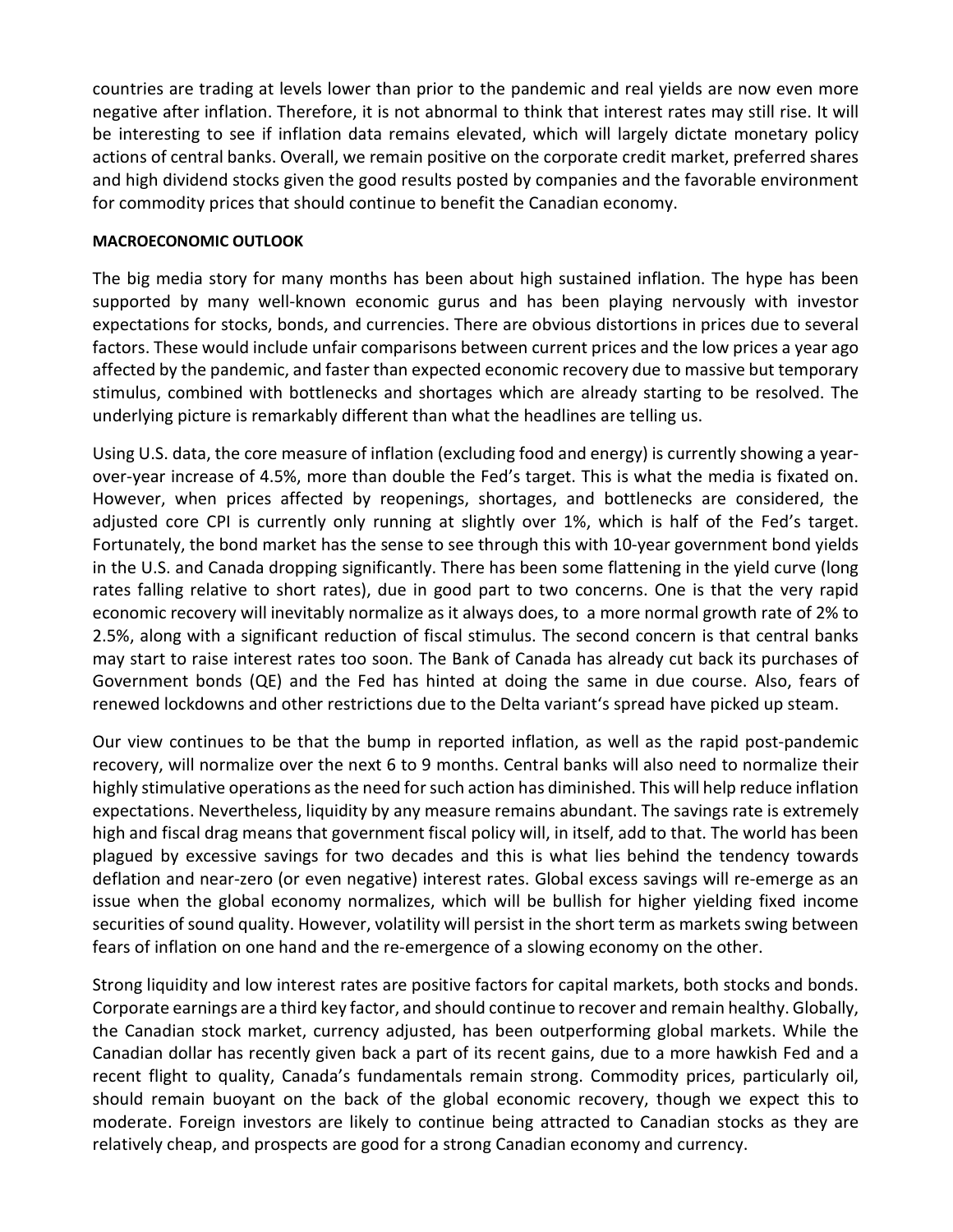countries are trading at levels lower than prior to the pandemic and real yields are now even more negative after inflation. Therefore, it is not abnormal to think that interest rates may still rise. It will be interesting to see if inflation data remains elevated, which will largely dictate monetary policy actions of central banks. Overall, we remain positive on the corporate credit market, preferred shares and high dividend stocks given the good results posted by companies and the favorable environment for commodity prices that should continue to benefit the Canadian economy.

**MACROECONOMIC OUTLOOK**

The big media story for many months has been about high sustained inflation. The hype has been supported by many well-known economic gurus and has been playing nervously with investor expectations for stocks, bonds, and currencies. There are obvious distortions in prices due to several factors. These would include unfair comparisons between current prices and the low prices a year ago affected by the pandemic, and faster than expected economic recovery due to massive but temporary stimulus, combined with bottlenecks and shortages which are already starting to be resolved. The underlying picture is remarkably different than what the headlines are telling us.

Using U.S. data, the core measure of inflation (excluding food and energy) is currently showing a year-over-year increase of 4.5%, more than double the Fed's target. This is what the media is fixated on. However, when prices affected by reopenings, shortages, and bottlenecks are considered, the adjusted core CPI is currently only running at slightly over 1%, which is half of the Fed's target. Fortunately, the bond market has the sense to see through this with 10-year government bond yields in the U.S. and Canada dropping significantly. There has been some flattening in the yield curve (long rates falling relative to short rates), due in good part to two concerns. One is that the very rapid economic recovery will inevitably normalize as it always does, to a more normal growth rate of 2% to 2.5%, along with a significant reduction of fiscal stimulus. The second concern is that central banks may start to raise interest rates too soon. The Bank of Canada has already cut back its purchases of Government bonds (QE) and the Fed has hinted at doing the same in due course. Also, fears of renewed lockdowns and other restrictions due to the Delta variant's spread have picked up steam.

Our view continues to be that the bump in reported inflation, as well as the rapid post-pandemic recovery, will normalize over the next 6 to 9 months. Central banks will also need to normalize their highly stimulative operations as the need for such action has diminished. This will help reduce inflation expectations. Nevertheless, liquidity by any measure remains abundant. The savings rate is extremely high and fiscal drag means that government fiscal policy will, in itself, add to that. The world has been plagued by excessive savings for two decades and this is what lies behind the tendency towards deflation and near-zero (or even negative) interest rates. Global excess savings will re-emerge as an issue when the global economy normalizes, which will be bullish for higher yielding fixed income securities of sound quality. However, volatility will persist in the short term as markets swing between fears of inflation on one hand and the re-emergence of a slowing economy on the other.

Strong liquidity and low interest rates are positive factors for capital markets, both stocks and bonds. Corporate earnings are a third key factor, and should continue to recover and remain healthy. Globally, the Canadian stock market, currency adjusted, has been outperforming global markets. While the Canadian dollar has recently given back a part of its recent gains, due to a more hawkish Fed and a recent flight to quality, Canada's fundamentals remain strong. Commodity prices, particularly oil, should remain buoyant on the back of the global economic recovery, though we expect this to moderate. Foreign investors are likely to continue being attracted to Canadian stocks as they are relatively cheap, and prospects are good for a strong Canadian economy and currency.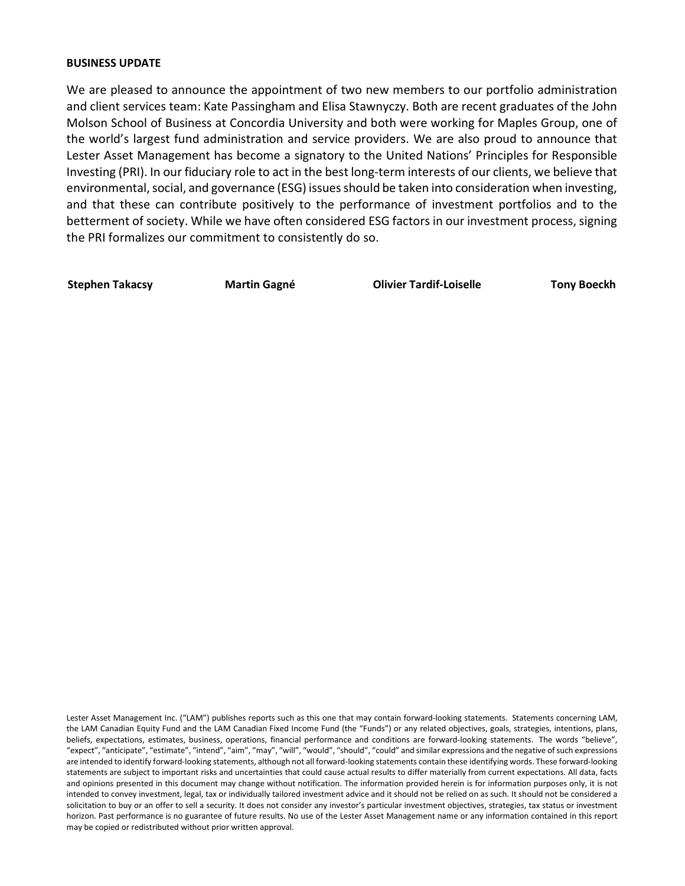**BUSINESS UPDATE**

We are pleased to announce the appointment of two new members to our portfolio administration and client services team: Kate Passingham and Elisa Stawnyczy. Both are recent graduates of the John Molson School of Business at Concordia University and both were working for Maples Group, one of the world's largest fund administration and service providers. We are also proud to announce that Lester Asset Management has become a signatory to the United Nations' Principles for Responsible Investing (PRI). In our fiduciary role to act in the best long-term interests of our clients, we believe that environmental, social, and governance (ESG) issues should be taken into consideration when investing, and that these can contribute positively to the performance of investment portfolios and to the betterment of society. While we have often considered ESG factors in our investment process, signing the PRI formalizes our commitment to consistently do so.

**Stephen Takacsy** **Martin Gagné** **Olivier Tardif-Loiselle** **Tony Boeckh**

Lester Asset Management Inc. ("LAM") publishes reports such as this one that may contain forward-looking statements. Statements concerning LAM, the LAM Canadian Equity Fund and the LAM Canadian Fixed Income Fund (the "Funds") or any related objectives, goals, strategies, intentions, plans, beliefs, expectations, estimates, business, operations, financial performance and conditions are forward-looking statements. The words "believe", "expect", "anticipate", "estimate", "intend", "aim", "may", "will", "would", "should", "could" and similar expressions and the negative of such expressions are intended to identify forward-looking statements, although not all forward-looking statements contain these identifying words. These forward-looking statements are subject to important risks and uncertainties that could cause actual results to differ materially from current expectations. All data, facts and opinions presented in this document may change without notification. The information provided herein is for information purposes only, it is not intended to convey investment, legal, tax or individually tailored investment advice and it should not be relied on as such. It should not be considered a solicitation to buy or an offer to sell a security. It does not consider any investor's particular investment objectives, strategies, tax status or investment horizon. Past performance is no guarantee of future results. No use of the Lester Asset Management name or any information contained in this report may be copied or redistributed without prior written approval.